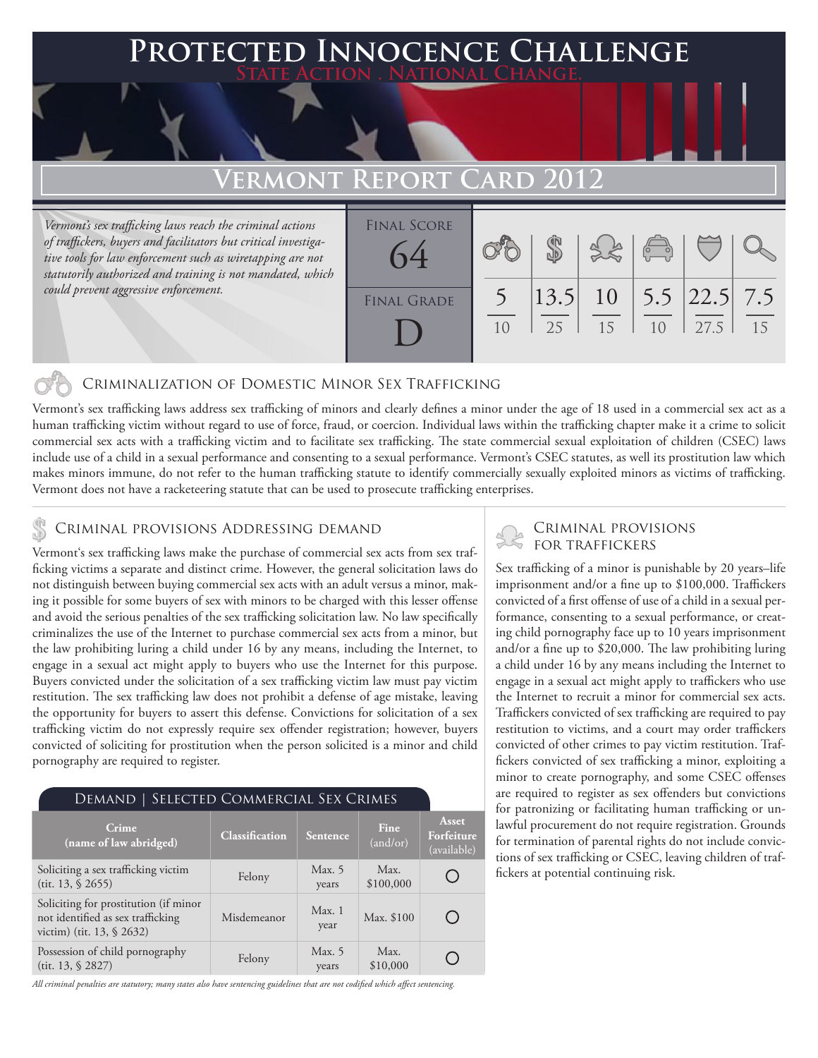# Protected Innocence Challenge

State Action . National Change.

## Vermont Report Card 2012

*Vermont's sex trafficking laws reach the criminal actions of traffickers, buyers and facilitators but critical investigative tools for law enforcement such as wiretapping are not statutorily authorized and training is not mandated, which could prevent aggressive enforcement.*

| Final Score | Criminalization | Demand | Traffickers | Facilitators | Protective Provisions | Investigative Tools |
|---|---|---|---|---|---|---|
| 64 | 5/10 | 13.5/25 | 10/15 | 5.5/10 | 22.5/27.5 | 7.5/15 |

Final Grade: D

### Criminalization of Domestic Minor Sex Trafficking

Vermont's sex trafficking laws address sex trafficking of minors and clearly defines a minor under the age of 18 used in a commercial sex act as a human trafficking victim without regard to use of force, fraud, or coercion. Individual laws within the trafficking chapter make it a crime to solicit commercial sex acts with a trafficking victim and to facilitate sex trafficking. The state commercial sexual exploitation of children (CSEC) laws include use of a child in a sexual performance and consenting to a sexual performance. Vermont's CSEC statutes, as well its prostitution law which makes minors immune, do not refer to the human trafficking statute to identify commercially sexually exploited minors as victims of trafficking. Vermont does not have a racketeering statute that can be used to prosecute trafficking enterprises.

### Criminal provisions Addressing demand

Vermont's sex trafficking laws make the purchase of commercial sex acts from sex trafficking victims a separate and distinct crime. However, the general solicitation laws do not distinguish between buying commercial sex acts with an adult versus a minor, making it possible for some buyers of sex with minors to be charged with this lesser offense and avoid the serious penalties of the sex trafficking solicitation law. No law specifically criminalizes the use of the Internet to purchase commercial sex acts from a minor, but the law prohibiting luring a child under 16 by any means, including the Internet, to engage in a sexual act might apply to buyers who use the Internet for this purpose. Buyers convicted under the solicitation of a sex trafficking victim law must pay victim restitution. The sex trafficking law does not prohibit a defense of age mistake, leaving the opportunity for buyers to assert this defense. Convictions for solicitation of a sex trafficking victim do not expressly require sex offender registration; however, buyers convicted of soliciting for prostitution when the person solicited is a minor and child pornography are required to register.

#### Demand | Selected Commercial Sex Crimes

| Crime (name of law abridged) | Classification | Sentence | Fine (and/or) | Asset Forfeiture (available) |
|---|---|---|---|---|
| Soliciting a sex trafficking victim (tit. 13, § 2655) | Felony | Max. 5 years | Max. $100,000 | ○ |
| Soliciting for prostitution (if minor not identified as sex trafficking victim) (tit. 13, § 2632) | Misdemeanor | Max. 1 year | Max. $100 | ○ |
| Possession of child pornography (tit. 13, § 2827) | Felony | Max. 5 years | Max. $10,000 | ○ |

*All criminal penalties are statutory; many states also have sentencing guidelines that are not codified which affect sentencing.*

### Criminal provisions for traffickers

Sex trafficking of a minor is punishable by 20 years–life imprisonment and/or a fine up to $100,000. Traffickers convicted of a first offense of use of a child in a sexual performance, consenting to a sexual performance, or creating child pornography face up to 10 years imprisonment and/or a fine up to $20,000. The law prohibiting luring a child under 16 by any means including the Internet to engage in a sexual act might apply to traffickers who use the Internet to recruit a minor for commercial sex acts. Traffickers convicted of sex trafficking are required to pay restitution to victims, and a court may order traffickers convicted of other crimes to pay victim restitution. Traffickers convicted of sex trafficking a minor, exploiting a minor to create pornography, and some CSEC offenses are required to register as sex offenders but convictions for patronizing or facilitating human trafficking or unlawful procurement do not require registration. Grounds for termination of parental rights do not include convictions of sex trafficking or CSEC, leaving children of traffickers at potential continuing risk.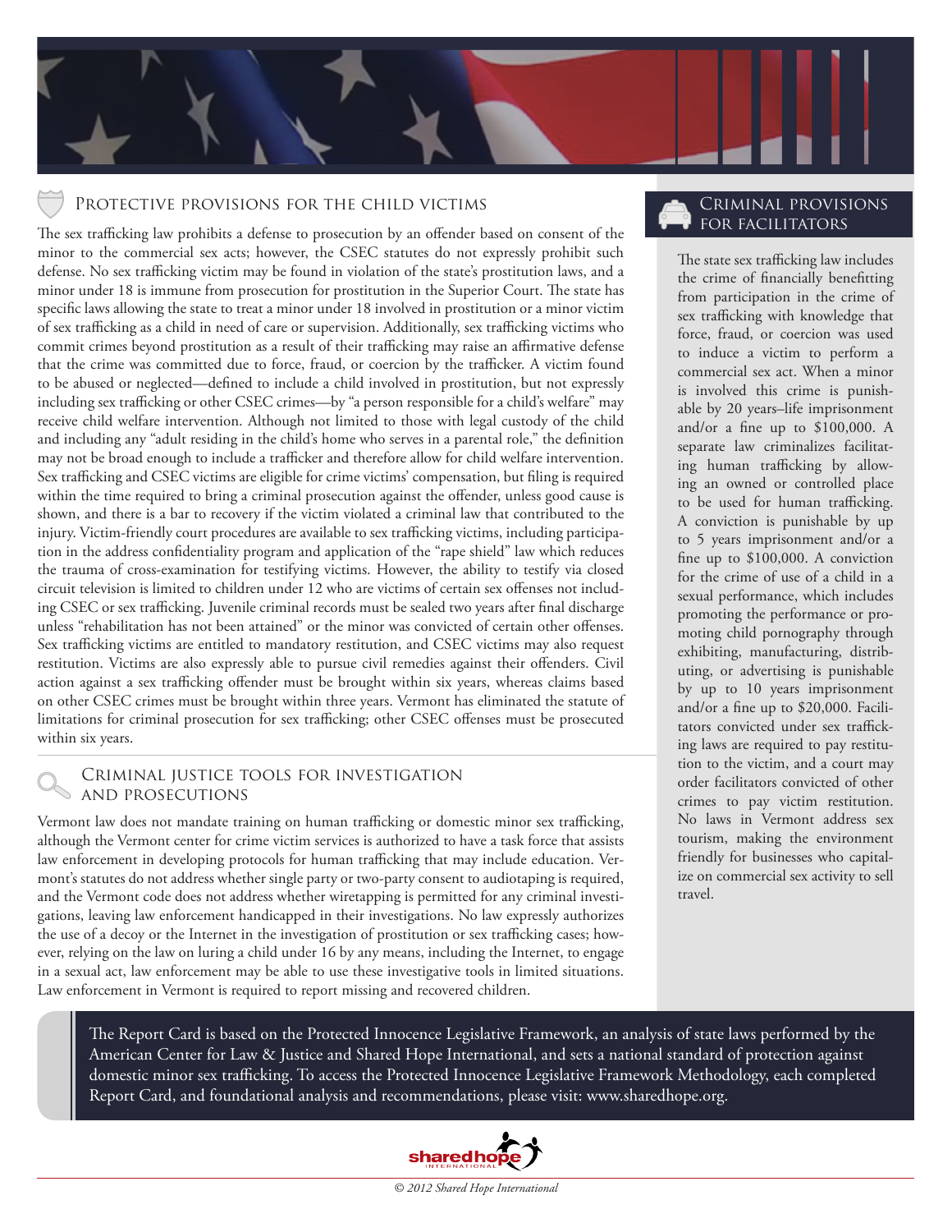## Protective provisions for the child victims

The sex trafficking law prohibits a defense to prosecution by an offender based on consent of the minor to the commercial sex acts; however, the CSEC statutes do not expressly prohibit such defense. No sex trafficking victim may be found in violation of the state's prostitution laws, and a minor under 18 is immune from prosecution for prostitution in the Superior Court. The state has specific laws allowing the state to treat a minor under 18 involved in prostitution or a minor victim of sex trafficking as a child in need of care or supervision. Additionally, sex trafficking victims who commit crimes beyond prostitution as a result of their trafficking may raise an affirmative defense that the crime was committed due to force, fraud, or coercion by the trafficker. A victim found to be abused or neglected—defined to include a child involved in prostitution, but not expressly including sex trafficking or other CSEC crimes—by "a person responsible for a child's welfare" may receive child welfare intervention. Although not limited to those with legal custody of the child and including any "adult residing in the child's home who serves in a parental role," the definition may not be broad enough to include a trafficker and therefore allow for child welfare intervention. Sex trafficking and CSEC victims are eligible for crime victims' compensation, but filing is required within the time required to bring a criminal prosecution against the offender, unless good cause is shown, and there is a bar to recovery if the victim violated a criminal law that contributed to the injury. Victim-friendly court procedures are available to sex trafficking victims, including participation in the address confidentiality program and application of the "rape shield" law which reduces the trauma of cross-examination for testifying victims. However, the ability to testify via closed circuit television is limited to children under 12 who are victims of certain sex offenses not including CSEC or sex trafficking. Juvenile criminal records must be sealed two years after final discharge unless "rehabilitation has not been attained" or the minor was convicted of certain other offenses. Sex trafficking victims are entitled to mandatory restitution, and CSEC victims may also request restitution. Victims are also expressly able to pursue civil remedies against their offenders. Civil action against a sex trafficking offender must be brought within six years, whereas claims based on other CSEC crimes must be brought within three years. Vermont has eliminated the statute of limitations for criminal prosecution for sex trafficking; other CSEC offenses must be prosecuted within six years.

## Criminal justice tools for investigation and prosecutions

Vermont law does not mandate training on human trafficking or domestic minor sex trafficking, although the Vermont center for crime victim services is authorized to have a task force that assists law enforcement in developing protocols for human trafficking that may include education. Vermont's statutes do not address whether single party or two-party consent to audiotaping is required, and the Vermont code does not address whether wiretapping is permitted for any criminal investigations, leaving law enforcement handicapped in their investigations. No law expressly authorizes the use of a decoy or the Internet in the investigation of prostitution or sex trafficking cases; however, relying on the law on luring a child under 16 by any means, including the Internet, to engage in a sexual act, law enforcement may be able to use these investigative tools in limited situations. Law enforcement in Vermont is required to report missing and recovered children.

## Criminal provisions for facilitators

The state sex trafficking law includes the crime of financially benefitting from participation in the crime of sex trafficking with knowledge that force, fraud, or coercion was used to induce a victim to perform a commercial sex act. When a minor is involved this crime is punishable by 20 years–life imprisonment and/or a fine up to $100,000. A separate law criminalizes facilitating human trafficking by allowing an owned or controlled place to be used for human trafficking. A conviction is punishable by up to 5 years imprisonment and/or a fine up to $100,000. A conviction for the crime of use of a child in a sexual performance, which includes promoting the performance or promoting child pornography through exhibiting, manufacturing, distributing, or advertising is punishable by up to 10 years imprisonment and/or a fine up to $20,000. Facilitators convicted under sex trafficking laws are required to pay restitution to the victim, and a court may order facilitators convicted of other crimes to pay victim restitution. No laws in Vermont address sex tourism, making the environment friendly for businesses who capitalize on commercial sex activity to sell travel.

The Report Card is based on the Protected Innocence Legislative Framework, an analysis of state laws performed by the American Center for Law & Justice and Shared Hope International, and sets a national standard of protection against domestic minor sex trafficking. To access the Protected Innocence Legislative Framework Methodology, each completed Report Card, and foundational analysis and recommendations, please visit: www.sharedhope.org.

sharedhope INTERNATIONAL

*© 2012 Shared Hope International*